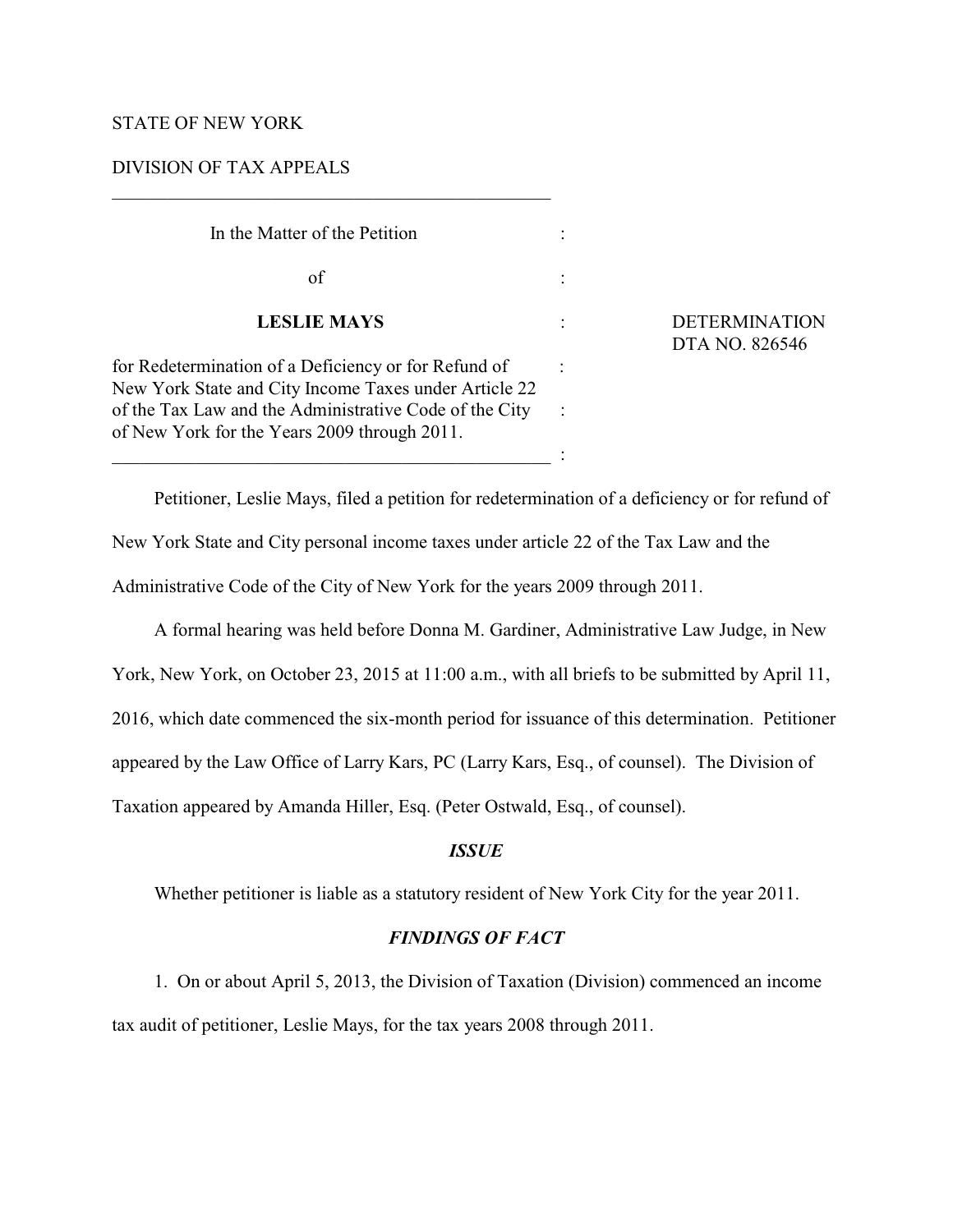STATE OF NEW YORK

DIVISION OF TAX APPEALS

---

In the Matter of the Petition

of

**LESLIE MAYS**

for Redetermination of a Deficiency or for Refund of New York State and City Income Taxes under Article 22 of the Tax Law and the Administrative Code of the City of New York for the Years 2009 through 2011.

---

DETERMINATION
DTA NO. 826546

Petitioner, Leslie Mays, filed a petition for redetermination of a deficiency or for refund of New York State and City personal income taxes under article 22 of the Tax Law and the Administrative Code of the City of New York for the years 2009 through 2011.

A formal hearing was held before Donna M. Gardiner, Administrative Law Judge, in New York, New York, on October 23, 2015 at 11:00 a.m., with all briefs to be submitted by April 11, 2016, which date commenced the six-month period for issuance of this determination. Petitioner appeared by the Law Office of Larry Kars, PC (Larry Kars, Esq., of counsel). The Division of Taxation appeared by Amanda Hiller, Esq. (Peter Ostwald, Esq., of counsel).

## *ISSUE*

Whether petitioner is liable as a statutory resident of New York City for the year 2011.

## *FINDINGS OF FACT*

1. On or about April 5, 2013, the Division of Taxation (Division) commenced an income tax audit of petitioner, Leslie Mays, for the tax years 2008 through 2011.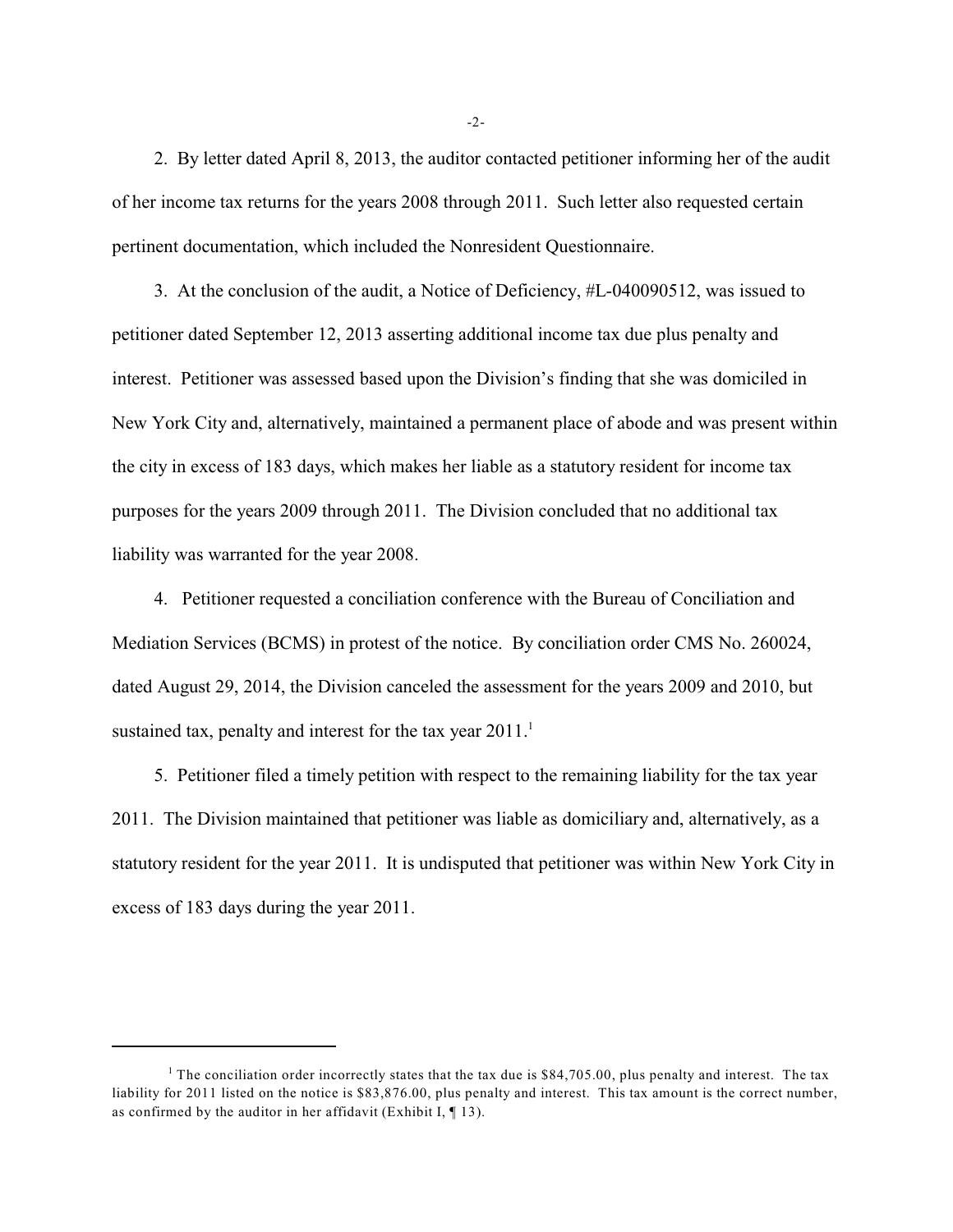2. By letter dated April 8, 2013, the auditor contacted petitioner informing her of the audit of her income tax returns for the years 2008 through 2011. Such letter also requested certain pertinent documentation, which included the Nonresident Questionnaire.

3. At the conclusion of the audit, a Notice of Deficiency, #L-040090512, was issued to petitioner dated September 12, 2013 asserting additional income tax due plus penalty and interest. Petitioner was assessed based upon the Division's finding that she was domiciled in New York City and, alternatively, maintained a permanent place of abode and was present within the city in excess of 183 days, which makes her liable as a statutory resident for income tax purposes for the years 2009 through 2011. The Division concluded that no additional tax liability was warranted for the year 2008.

4. Petitioner requested a conciliation conference with the Bureau of Conciliation and Mediation Services (BCMS) in protest of the notice. By conciliation order CMS No. 260024, dated August 29, 2014, the Division canceled the assessment for the years 2009 and 2010, but sustained tax, penalty and interest for the tax year 2011.[1]

5. Petitioner filed a timely petition with respect to the remaining liability for the tax year 2011. The Division maintained that petitioner was liable as domiciliary and, alternatively, as a statutory resident for the year 2011. It is undisputed that petitioner was within New York City in excess of 183 days during the year 2011.

---

[1] The conciliation order incorrectly states that the tax due is $84,705.00, plus penalty and interest. The tax liability for 2011 listed on the notice is $83,876.00, plus penalty and interest. This tax amount is the correct number, as confirmed by the auditor in her affidavit (Exhibit I, ¶ 13).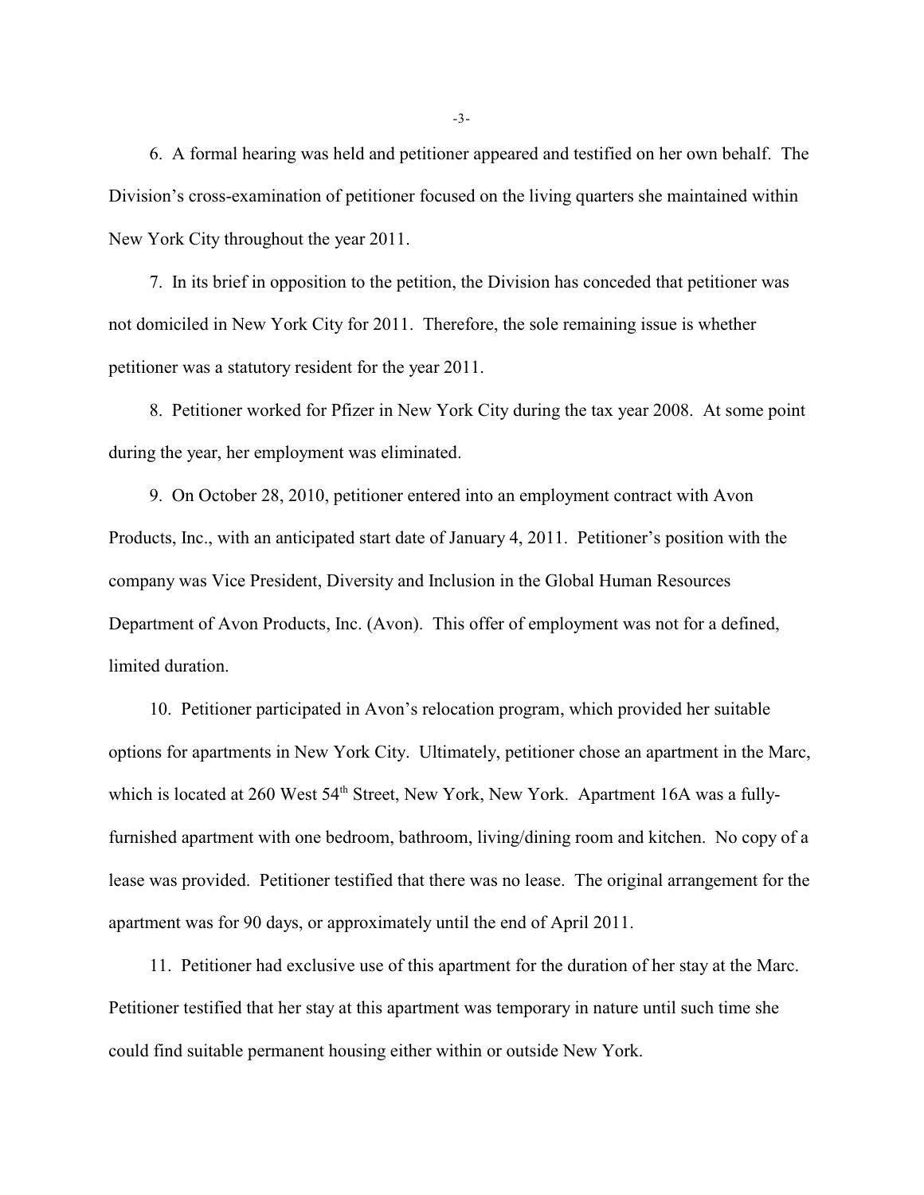6. A formal hearing was held and petitioner appeared and testified on her own behalf. The Division's cross-examination of petitioner focused on the living quarters she maintained within New York City throughout the year 2011.

7. In its brief in opposition to the petition, the Division has conceded that petitioner was not domiciled in New York City for 2011. Therefore, the sole remaining issue is whether petitioner was a statutory resident for the year 2011.

8. Petitioner worked for Pfizer in New York City during the tax year 2008. At some point during the year, her employment was eliminated.

9. On October 28, 2010, petitioner entered into an employment contract with Avon Products, Inc., with an anticipated start date of January 4, 2011. Petitioner's position with the company was Vice President, Diversity and Inclusion in the Global Human Resources Department of Avon Products, Inc. (Avon). This offer of employment was not for a defined, limited duration.

10. Petitioner participated in Avon's relocation program, which provided her suitable options for apartments in New York City. Ultimately, petitioner chose an apartment in the Marc, which is located at 260 West 54th Street, New York, New York. Apartment 16A was a fully-furnished apartment with one bedroom, bathroom, living/dining room and kitchen. No copy of a lease was provided. Petitioner testified that there was no lease. The original arrangement for the apartment was for 90 days, or approximately until the end of April 2011.

11. Petitioner had exclusive use of this apartment for the duration of her stay at the Marc. Petitioner testified that her stay at this apartment was temporary in nature until such time she could find suitable permanent housing either within or outside New York.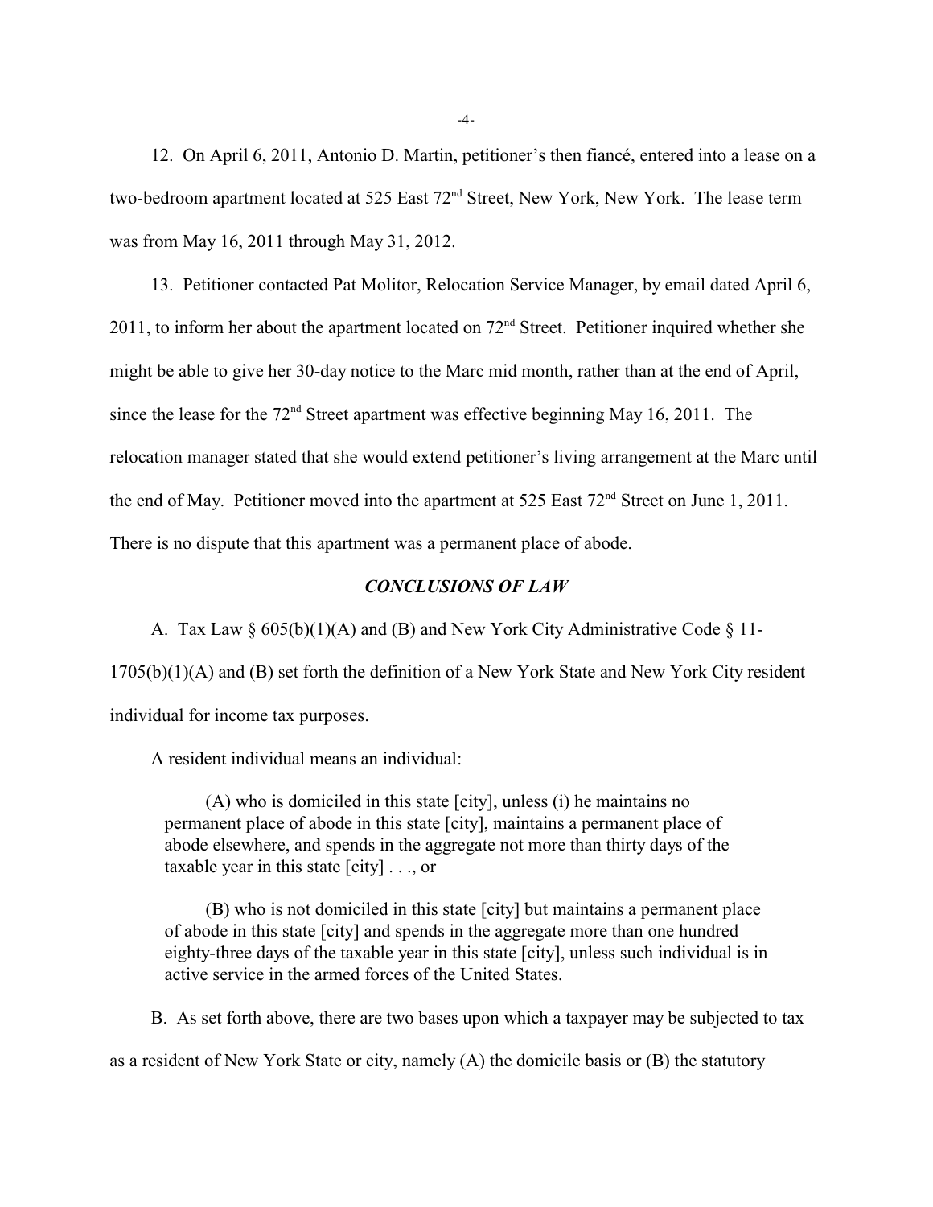12. On April 6, 2011, Antonio D. Martin, petitioner's then fiancé, entered into a lease on a two-bedroom apartment located at 525 East 72nd Street, New York, New York. The lease term was from May 16, 2011 through May 31, 2012.

13. Petitioner contacted Pat Molitor, Relocation Service Manager, by email dated April 6, 2011, to inform her about the apartment located on 72nd Street. Petitioner inquired whether she might be able to give her 30-day notice to the Marc mid month, rather than at the end of April, since the lease for the 72nd Street apartment was effective beginning May 16, 2011. The relocation manager stated that she would extend petitioner's living arrangement at the Marc until the end of May. Petitioner moved into the apartment at 525 East 72nd Street on June 1, 2011. There is no dispute that this apartment was a permanent place of abode.

## *CONCLUSIONS OF LAW*

A. Tax Law § 605(b)(1)(A) and (B) and New York City Administrative Code § 11-1705(b)(1)(A) and (B) set forth the definition of a New York State and New York City resident individual for income tax purposes.

A resident individual means an individual:

> (A) who is domiciled in this state [city], unless (i) he maintains no permanent place of abode in this state [city], maintains a permanent place of abode elsewhere, and spends in the aggregate not more than thirty days of the taxable year in this state [city] . . ., or
>
> (B) who is not domiciled in this state [city] but maintains a permanent place of abode in this state [city] and spends in the aggregate more than one hundred eighty-three days of the taxable year in this state [city], unless such individual is in active service in the armed forces of the United States.

B. As set forth above, there are two bases upon which a taxpayer may be subjected to tax as a resident of New York State or city, namely (A) the domicile basis or (B) the statutory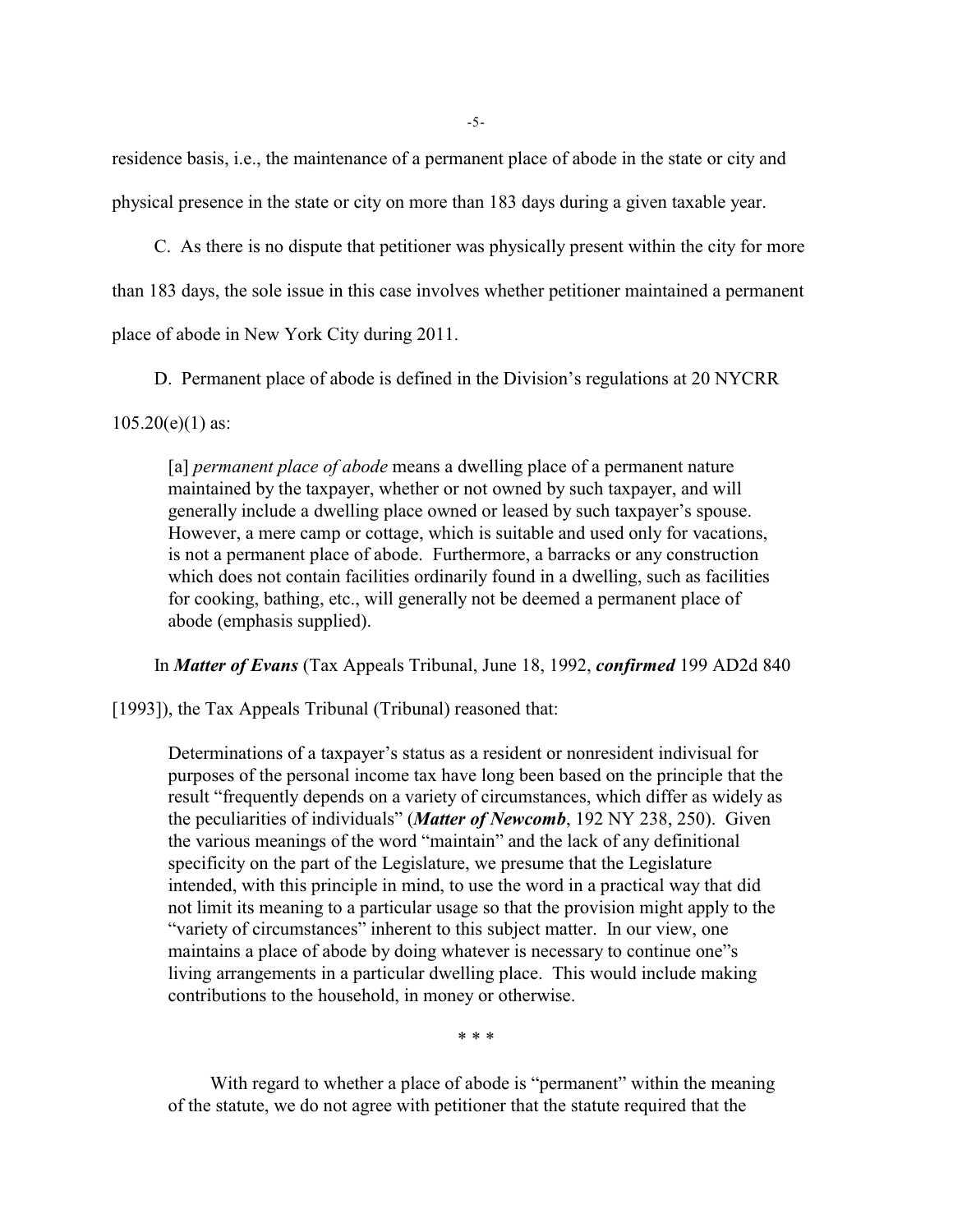residence basis, i.e., the maintenance of a permanent place of abode in the state or city and physical presence in the state or city on more than 183 days during a given taxable year.

C. As there is no dispute that petitioner was physically present within the city for more than 183 days, the sole issue in this case involves whether petitioner maintained a permanent place of abode in New York City during 2011.

D. Permanent place of abode is defined in the Division's regulations at 20 NYCRR 105.20(e)(1) as:

> [a] *permanent place of abode* means a dwelling place of a permanent nature maintained by the taxpayer, whether or not owned by such taxpayer, and will generally include a dwelling place owned or leased by such taxpayer's spouse. However, a mere camp or cottage, which is suitable and used only for vacations, is not a permanent place of abode. Furthermore, a barracks or any construction which does not contain facilities ordinarily found in a dwelling, such as facilities for cooking, bathing, etc., will generally not be deemed a permanent place of abode (emphasis supplied).

In ***Matter of Evans*** (Tax Appeals Tribunal, June 18, 1992, ***confirmed*** 199 AD2d 840 [1993]), the Tax Appeals Tribunal (Tribunal) reasoned that:

> Determinations of a taxpayer's status as a resident or nonresident indivisual for purposes of the personal income tax have long been based on the principle that the result "frequently depends on a variety of circumstances, which differ as widely as the peculiarities of individuals" (***Matter of Newcomb***, 192 NY 238, 250). Given the various meanings of the word "maintain" and the lack of any definitional specificity on the part of the Legislature, we presume that the Legislature intended, with this principle in mind, to use the word in a practical way that did not limit its meaning to a particular usage so that the provision might apply to the "variety of circumstances" inherent to this subject matter. In our view, one maintains a place of abode by doing whatever is necessary to continue one"s living arrangements in a particular dwelling place. This would include making contributions to the household, in money or otherwise.
>
> \* \* \*
>
> With regard to whether a place of abode is "permanent" within the meaning of the statute, we do not agree with petitioner that the statute required that the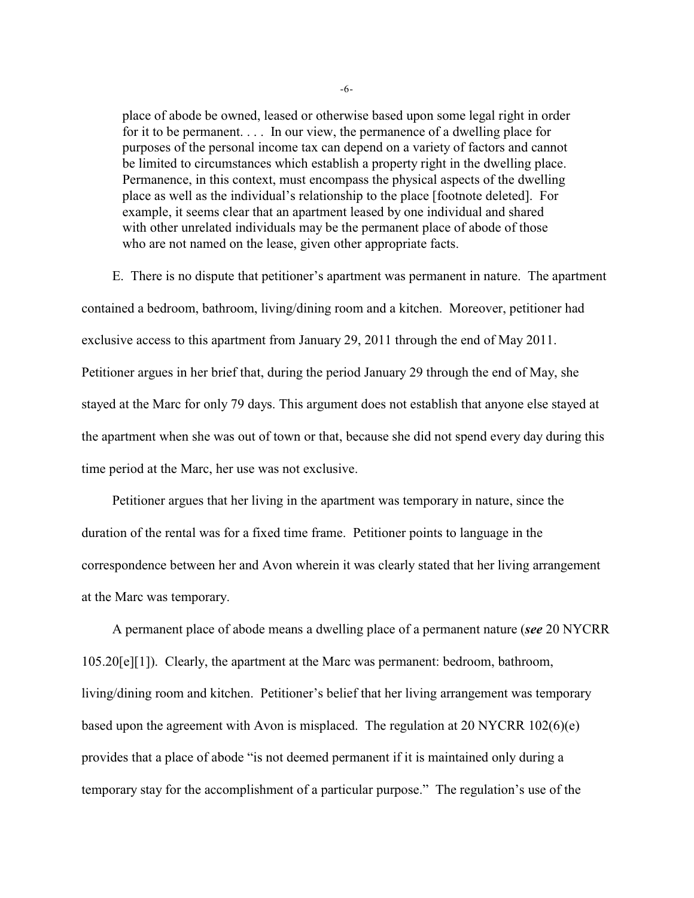> place of abode be owned, leased or otherwise based upon some legal right in order for it to be permanent. . . . In our view, the permanence of a dwelling place for purposes of the personal income tax can depend on a variety of factors and cannot be limited to circumstances which establish a property right in the dwelling place. Permanence, in this context, must encompass the physical aspects of the dwelling place as well as the individual's relationship to the place [footnote deleted]. For example, it seems clear that an apartment leased by one individual and shared with other unrelated individuals may be the permanent place of abode of those who are not named on the lease, given other appropriate facts.

E. There is no dispute that petitioner's apartment was permanent in nature. The apartment contained a bedroom, bathroom, living/dining room and a kitchen. Moreover, petitioner had exclusive access to this apartment from January 29, 2011 through the end of May 2011. Petitioner argues in her brief that, during the period January 29 through the end of May, she stayed at the Marc for only 79 days. This argument does not establish that anyone else stayed at the apartment when she was out of town or that, because she did not spend every day during this time period at the Marc, her use was not exclusive.

Petitioner argues that her living in the apartment was temporary in nature, since the duration of the rental was for a fixed time frame. Petitioner points to language in the correspondence between her and Avon wherein it was clearly stated that her living arrangement at the Marc was temporary.

A permanent place of abode means a dwelling place of a permanent nature (***see*** 20 NYCRR 105.20[e][1]). Clearly, the apartment at the Marc was permanent: bedroom, bathroom, living/dining room and kitchen. Petitioner's belief that her living arrangement was temporary based upon the agreement with Avon is misplaced. The regulation at 20 NYCRR 102(6)(e) provides that a place of abode "is not deemed permanent if it is maintained only during a temporary stay for the accomplishment of a particular purpose." The regulation's use of the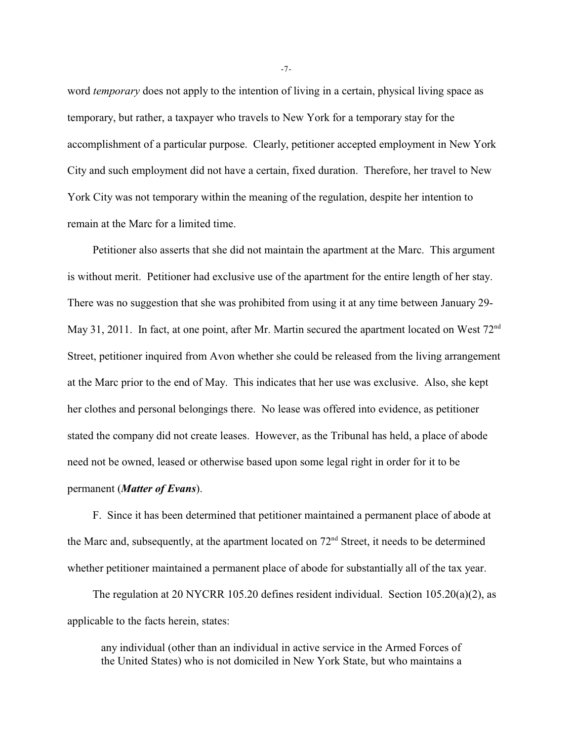word *temporary* does not apply to the intention of living in a certain, physical living space as temporary, but rather, a taxpayer who travels to New York for a temporary stay for the accomplishment of a particular purpose. Clearly, petitioner accepted employment in New York City and such employment did not have a certain, fixed duration. Therefore, her travel to New York City was not temporary within the meaning of the regulation, despite her intention to remain at the Marc for a limited time.

Petitioner also asserts that she did not maintain the apartment at the Marc. This argument is without merit. Petitioner had exclusive use of the apartment for the entire length of her stay. There was no suggestion that she was prohibited from using it at any time between January 29-May 31, 2011. In fact, at one point, after Mr. Martin secured the apartment located on West 72nd Street, petitioner inquired from Avon whether she could be released from the living arrangement at the Marc prior to the end of May. This indicates that her use was exclusive. Also, she kept her clothes and personal belongings there. No lease was offered into evidence, as petitioner stated the company did not create leases. However, as the Tribunal has held, a place of abode need not be owned, leased or otherwise based upon some legal right in order for it to be permanent (***Matter of Evans***).

F. Since it has been determined that petitioner maintained a permanent place of abode at the Marc and, subsequently, at the apartment located on 72nd Street, it needs to be determined whether petitioner maintained a permanent place of abode for substantially all of the tax year.

The regulation at 20 NYCRR 105.20 defines resident individual. Section 105.20(a)(2), as applicable to the facts herein, states:

> any individual (other than an individual in active service in the Armed Forces of the United States) who is not domiciled in New York State, but who maintains a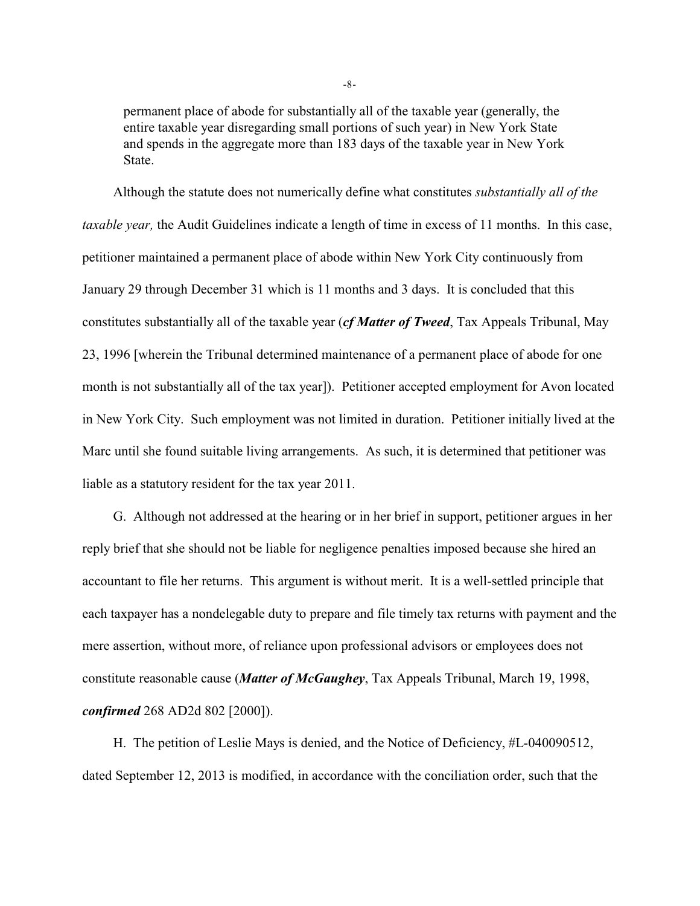permanent place of abode for substantially all of the taxable year (generally, the entire taxable year disregarding small portions of such year) in New York State and spends in the aggregate more than 183 days of the taxable year in New York State.

Although the statute does not numerically define what constitutes *substantially all of the taxable year,* the Audit Guidelines indicate a length of time in excess of 11 months. In this case, petitioner maintained a permanent place of abode within New York City continuously from January 29 through December 31 which is 11 months and 3 days. It is concluded that this constitutes substantially all of the taxable year (***cf Matter of Tweed***, Tax Appeals Tribunal, May 23, 1996 [wherein the Tribunal determined maintenance of a permanent place of abode for one month is not substantially all of the tax year]). Petitioner accepted employment for Avon located in New York City. Such employment was not limited in duration. Petitioner initially lived at the Marc until she found suitable living arrangements. As such, it is determined that petitioner was liable as a statutory resident for the tax year 2011.

G. Although not addressed at the hearing or in her brief in support, petitioner argues in her reply brief that she should not be liable for negligence penalties imposed because she hired an accountant to file her returns. This argument is without merit. It is a well-settled principle that each taxpayer has a nondelegable duty to prepare and file timely tax returns with payment and the mere assertion, without more, of reliance upon professional advisors or employees does not constitute reasonable cause (***Matter of McGaughey***, Tax Appeals Tribunal, March 19, 1998, ***confirmed*** 268 AD2d 802 [2000]).

H. The petition of Leslie Mays is denied, and the Notice of Deficiency, #L-040090512, dated September 12, 2013 is modified, in accordance with the conciliation order, such that the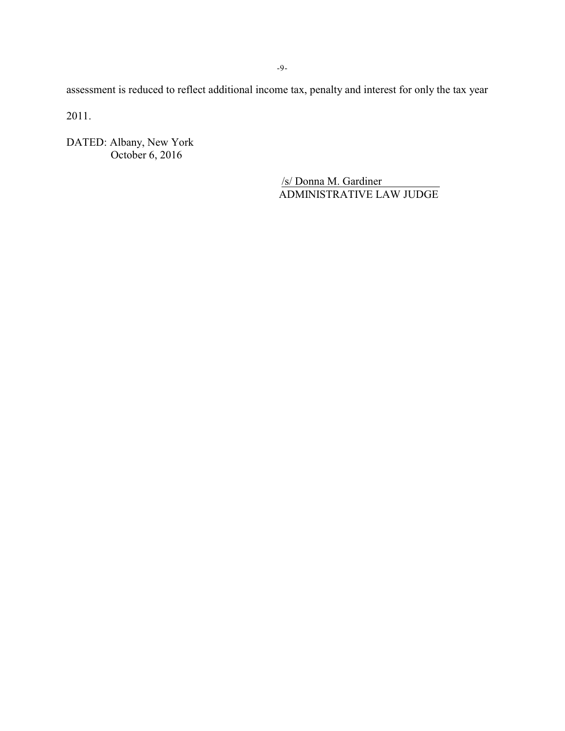assessment is reduced to reflect additional income tax, penalty and interest for only the tax year 2011.

DATED: Albany, New York
October 6, 2016

/s/ Donna M. Gardiner
ADMINISTRATIVE LAW JUDGE